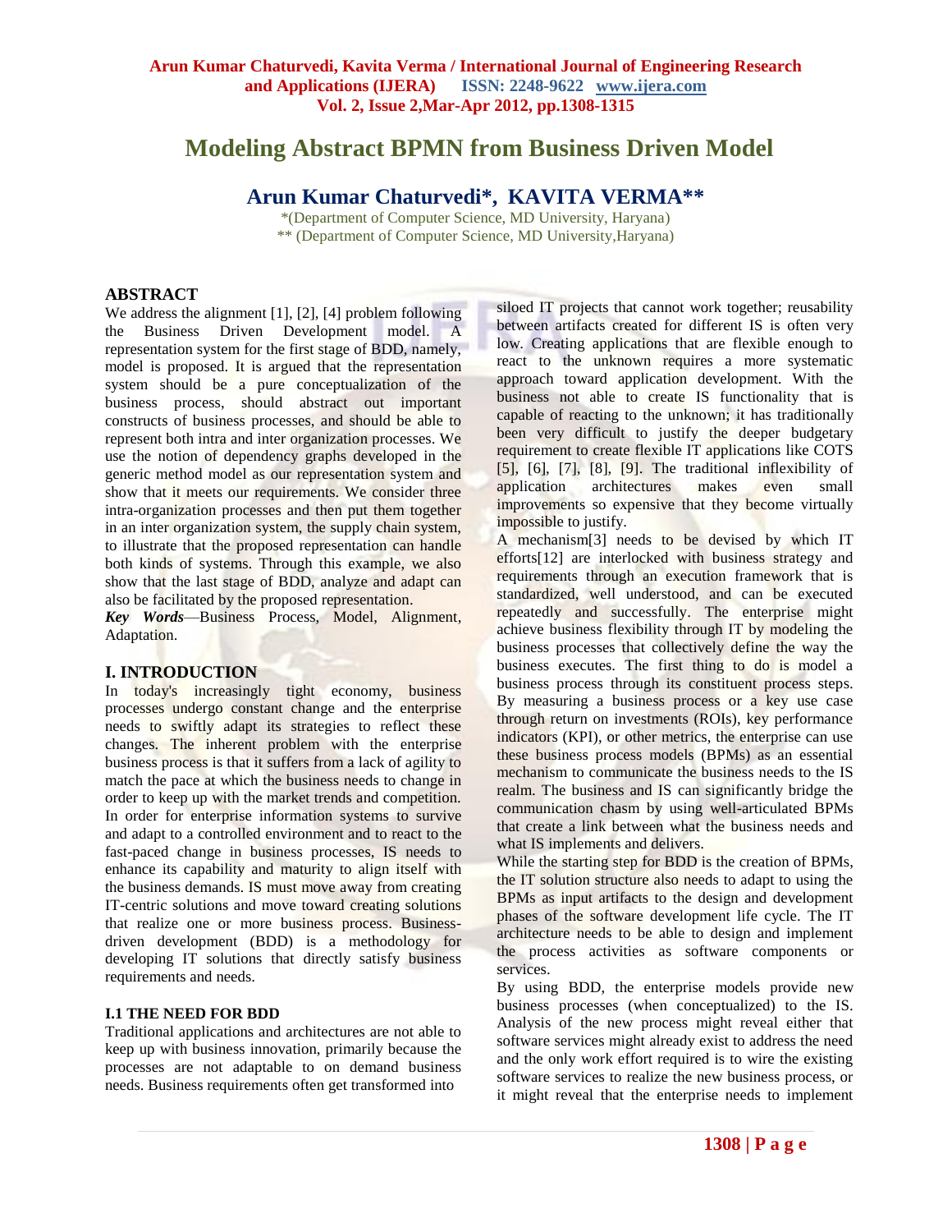# Modeling Abstract BPMN from Business Driven Model

## Arun Kumar Chaturvedi*, KAVITA VERMA**

*(Department of Computer Science, MD University, Haryana)
** (Department of Computer Science, MD University,Haryana)

## ABSTRACT

We address the alignment [1], [2], [4] problem following the Business Driven Development model. A representation system for the first stage of BDD, namely, model is proposed. It is argued that the representation system should be a pure conceptualization of the business process, should abstract out important constructs of business processes, and should be able to represent both intra and inter organization processes. We use the notion of dependency graphs developed in the generic method model as our representation system and show that it meets our requirements. We consider three intra-organization processes and then put them together in an inter organization system, the supply chain system, to illustrate that the proposed representation can handle both kinds of systems. Through this example, we also show that the last stage of BDD, analyze and adapt can also be facilitated by the proposed representation.

***Key Words***—Business Process, Model, Alignment, Adaptation.

## I. INTRODUCTION

In today's increasingly tight economy, business processes undergo constant change and the enterprise needs to swiftly adapt its strategies to reflect these changes. The inherent problem with the enterprise business process is that it suffers from a lack of agility to match the pace at which the business needs to change in order to keep up with the market trends and competition. In order for enterprise information systems to survive and adapt to a controlled environment and to react to the fast-paced change in business processes, IS needs to enhance its capability and maturity to align itself with the business demands. IS must move away from creating IT-centric solutions and move toward creating solutions that realize one or more business process. Business-driven development (BDD) is a methodology for developing IT solutions that directly satisfy business requirements and needs.

### I.1 THE NEED FOR BDD

Traditional applications and architectures are not able to keep up with business innovation, primarily because the processes are not adaptable to on demand business needs. Business requirements often get transformed into siloed IT projects that cannot work together; reusability between artifacts created for different IS is often very low. Creating applications that are flexible enough to react to the unknown requires a more systematic approach toward application development. With the business not able to create IS functionality that is capable of reacting to the unknown; it has traditionally been very difficult to justify the deeper budgetary requirement to create flexible IT applications like COTS [5], [6], [7], [8], [9]. The traditional inflexibility of application architectures makes even small improvements so expensive that they become virtually impossible to justify.

A mechanism[3] needs to be devised by which IT efforts[12] are interlocked with business strategy and requirements through an execution framework that is standardized, well understood, and can be executed repeatedly and successfully. The enterprise might achieve business flexibility through IT by modeling the business processes that collectively define the way the business executes. The first thing to do is model a business process through its constituent process steps. By measuring a business process or a key use case through return on investments (ROIs), key performance indicators (KPI), or other metrics, the enterprise can use these business process models (BPMs) as an essential mechanism to communicate the business needs to the IS realm. The business and IS can significantly bridge the communication chasm by using well-articulated BPMs that create a link between what the business needs and what IS implements and delivers.

While the starting step for BDD is the creation of BPMs, the IT solution structure also needs to adapt to using the BPMs as input artifacts to the design and development phases of the software development life cycle. The IT architecture needs to be able to design and implement the process activities as software components or services.

By using BDD, the enterprise models provide new business processes (when conceptualized) to the IS. Analysis of the new process might reveal either that software services might already exist to address the need and the only work effort required is to wire the existing software services to realize the new business process, or it might reveal that the enterprise needs to implement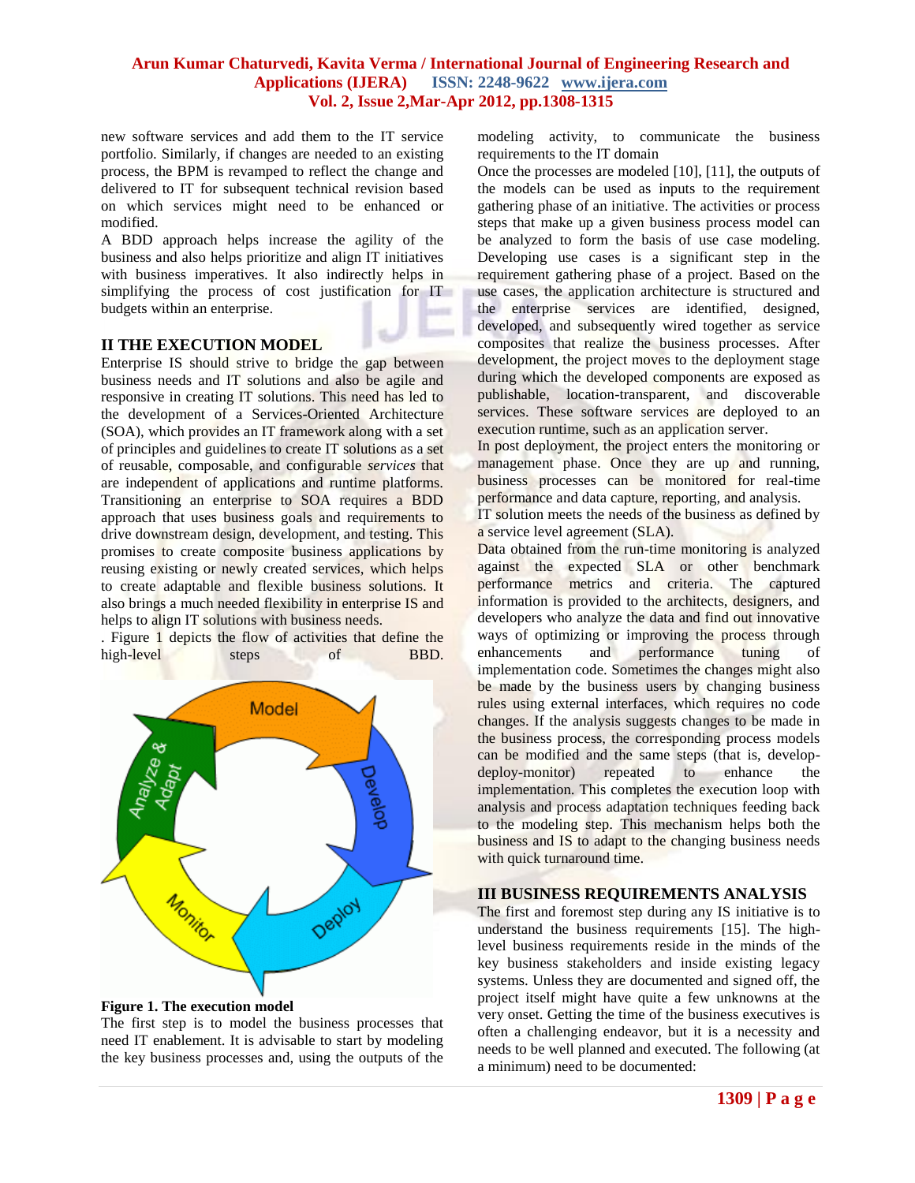new software services and add them to the IT service portfolio. Similarly, if changes are needed to an existing process, the BPM is revamped to reflect the change and delivered to IT for subsequent technical revision based on which services might need to be enhanced or modified.

A BDD approach helps increase the agility of the business and also helps prioritize and align IT initiatives with business imperatives. It also indirectly helps in simplifying the process of cost justification for IT budgets within an enterprise.

## II THE EXECUTION MODEL

Enterprise IS should strive to bridge the gap between business needs and IT solutions and also be agile and responsive in creating IT solutions. This need has led to the development of a Services-Oriented Architecture (SOA), which provides an IT framework along with a set of principles and guidelines to create IT solutions as a set of reusable, composable, and configurable *services* that are independent of applications and runtime platforms. Transitioning an enterprise to SOA requires a BDD approach that uses business goals and requirements to drive downstream design, development, and testing. This promises to create composite business applications by reusing existing or newly created services, which helps to create adaptable and flexible business solutions. It also brings a much needed flexibility in enterprise IS and helps to align IT solutions with business needs.

. Figure 1 depicts the flow of activities that define the high-level steps of BDD.

**Figure 1. The execution model**

The first step is to model the business processes that need IT enablement. It is advisable to start by modeling the key business processes and, using the outputs of the modeling activity, to communicate the business requirements to the IT domain

Once the processes are modeled [10], [11], the outputs of the models can be used as inputs to the requirement gathering phase of an initiative. The activities or process steps that make up a given business process model can be analyzed to form the basis of use case modeling. Developing use cases is a significant step in the requirement gathering phase of a project. Based on the use cases, the application architecture is structured and the enterprise services are identified, designed, developed, and subsequently wired together as service composites that realize the business processes. After development, the project moves to the deployment stage during which the developed components are exposed as publishable, location-transparent, and discoverable services. These software services are deployed to an execution runtime, such as an application server.

In post deployment, the project enters the monitoring or management phase. Once they are up and running, business processes can be monitored for real-time performance and data capture, reporting, and analysis.

IT solution meets the needs of the business as defined by a service level agreement (SLA).

Data obtained from the run-time monitoring is analyzed against the expected SLA or other benchmark performance metrics and criteria. The captured information is provided to the architects, designers, and developers who analyze the data and find out innovative ways of optimizing or improving the process through enhancements and performance tuning of implementation code. Sometimes the changes might also be made by the business users by changing business rules using external interfaces, which requires no code changes. If the analysis suggests changes to be made in the business process, the corresponding process models can be modified and the same steps (that is, develop-deploy-monitor) repeated to enhance the implementation. This completes the execution loop with analysis and process adaptation techniques feeding back to the modeling step. This mechanism helps both the business and IS to adapt to the changing business needs with quick turnaround time.

## III BUSINESS REQUIREMENTS ANALYSIS

The first and foremost step during any IS initiative is to understand the business requirements [15]. The high-level business requirements reside in the minds of the key business stakeholders and inside existing legacy systems. Unless they are documented and signed off, the project itself might have quite a few unknowns at the very onset. Getting the time of the business executives is often a challenging endeavor, but it is a necessity and needs to be well planned and executed. The following (at a minimum) need to be documented: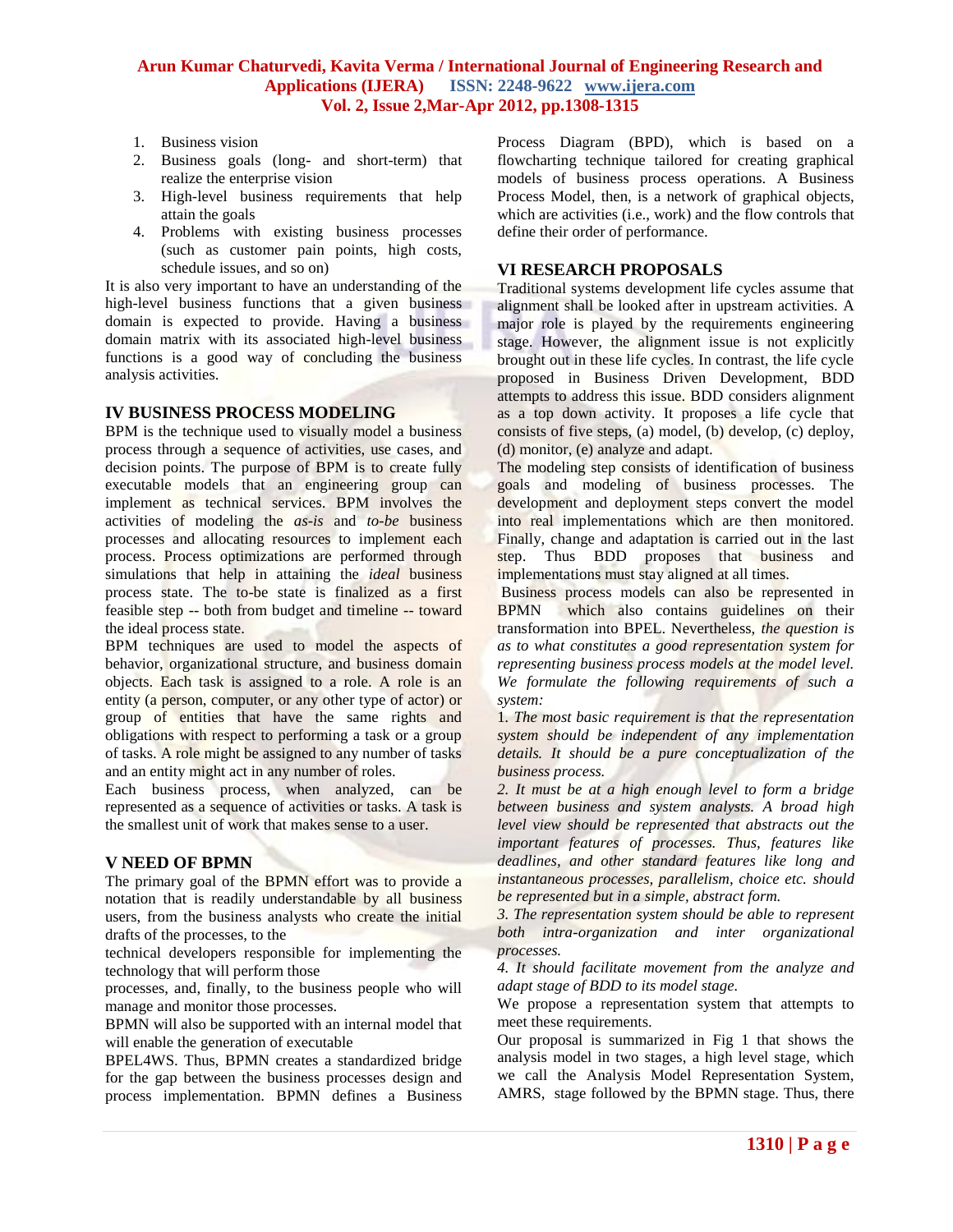1. Business vision
2. Business goals (long- and short-term) that realize the enterprise vision
3. High-level business requirements that help attain the goals
4. Problems with existing business processes (such as customer pain points, high costs, schedule issues, and so on)

It is also very important to have an understanding of the high-level business functions that a given business domain is expected to provide. Having a business domain matrix with its associated high-level business functions is a good way of concluding the business analysis activities.

## IV BUSINESS PROCESS MODELING

BPM is the technique used to visually model a business process through a sequence of activities, use cases, and decision points. The purpose of BPM is to create fully executable models that an engineering group can implement as technical services. BPM involves the activities of modeling the *as-is* and *to-be* business processes and allocating resources to implement each process. Process optimizations are performed through simulations that help in attaining the *ideal* business process state. The to-be state is finalized as a first feasible step -- both from budget and timeline -- toward the ideal process state.

BPM techniques are used to model the aspects of behavior, organizational structure, and business domain objects. Each task is assigned to a role. A role is an entity (a person, computer, or any other type of actor) or group of entities that have the same rights and obligations with respect to performing a task or a group of tasks. A role might be assigned to any number of tasks and an entity might act in any number of roles.

Each business process, when analyzed, can be represented as a sequence of activities or tasks. A task is the smallest unit of work that makes sense to a user.

## V NEED OF BPMN

The primary goal of the BPMN effort was to provide a notation that is readily understandable by all business users, from the business analysts who create the initial drafts of the processes, to the technical developers responsible for implementing the technology that will perform those processes, and, finally, to the business people who will manage and monitor those processes.

BPMN will also be supported with an internal model that will enable the generation of executable BPEL4WS. Thus, BPMN creates a standardized bridge for the gap between the business processes design and process implementation. BPMN defines a Business Process Diagram (BPD), which is based on a flowcharting technique tailored for creating graphical models of business process operations. A Business Process Model, then, is a network of graphical objects, which are activities (i.e., work) and the flow controls that define their order of performance.

## VI RESEARCH PROPOSALS

Traditional systems development life cycles assume that alignment shall be looked after in upstream activities. A major role is played by the requirements engineering stage. However, the alignment issue is not explicitly brought out in these life cycles. In contrast, the life cycle proposed in Business Driven Development, BDD attempts to address this issue. BDD considers alignment as a top down activity. It proposes a life cycle that consists of five steps, (a) model, (b) develop, (c) deploy, (d) monitor, (e) analyze and adapt.

The modeling step consists of identification of business goals and modeling of business processes. The development and deployment steps convert the model into real implementations which are then monitored. Finally, change and adaptation is carried out in the last step. Thus BDD proposes that business and implementations must stay aligned at all times.

Business process models can also be represented in BPMN which also contains guidelines on their transformation into BPEL. Nevertheless, *the question is as to what constitutes a good representation system for representing business process models at the model level. We formulate the following requirements of such a system:*

1. *The most basic requirement is that the representation system should be independent of any implementation details. It should be a pure conceptualization of the business process.*

2. *It must be at a high enough level to form a bridge between business and system analysts. A broad high level view should be represented that abstracts out the important features of processes. Thus, features like deadlines, and other standard features like long and instantaneous processes, parallelism, choice etc. should be represented but in a simple, abstract form.*

3. *The representation system should be able to represent both intra-organization and inter organizational processes.*

4. *It should facilitate movement from the analyze and adapt stage of BDD to its model stage.*

We propose a representation system that attempts to meet these requirements.

Our proposal is summarized in Fig 1 that shows the analysis model in two stages, a high level stage, which we call the Analysis Model Representation System, AMRS, stage followed by the BPMN stage. Thus, there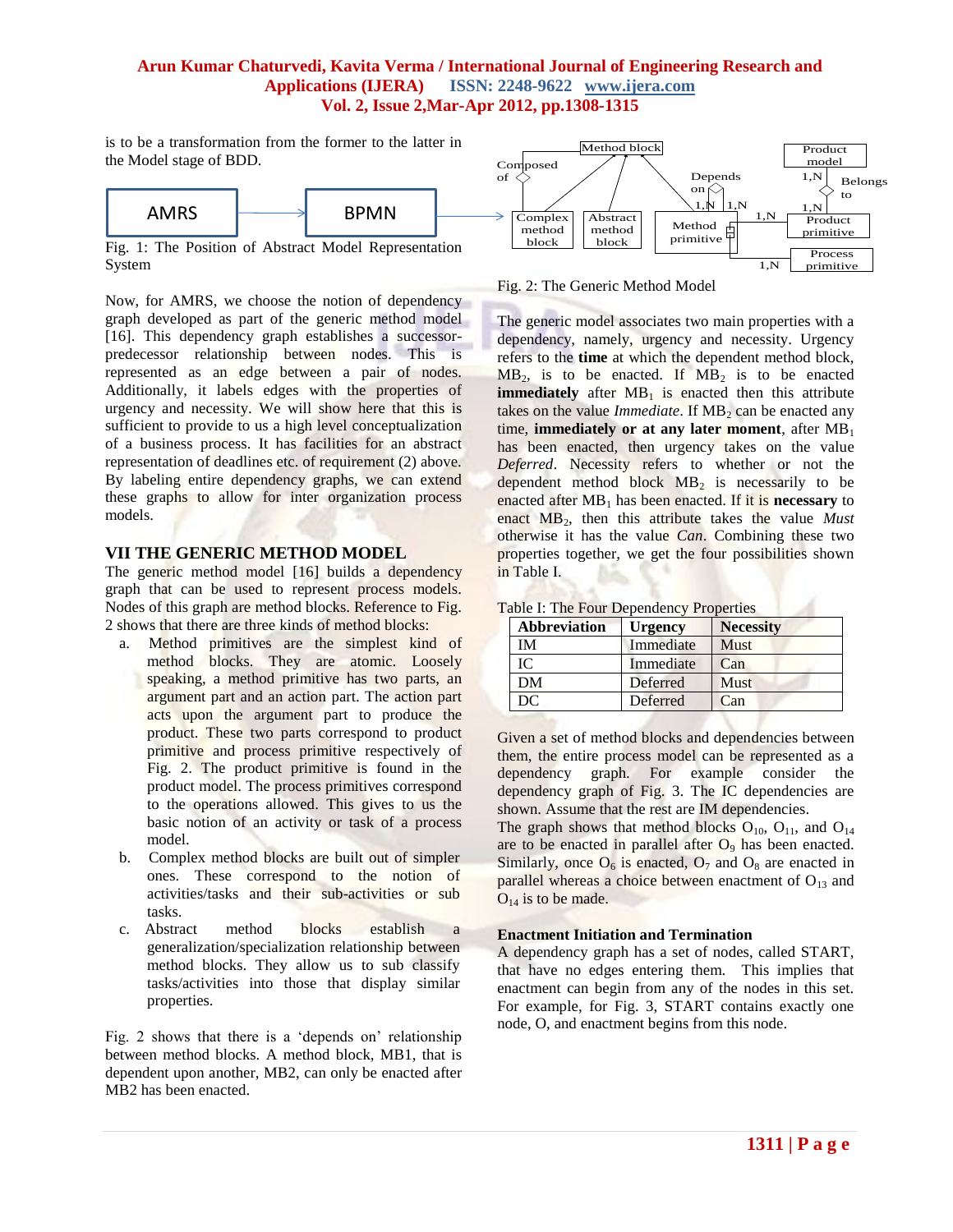is to be a transformation from the former to the latter in the Model stage of BDD.

Fig. 1: The Position of Abstract Model Representation System

Now, for AMRS, we choose the notion of dependency graph developed as part of the generic method model [16]. This dependency graph establishes a successor-predecessor relationship between nodes. This is represented as an edge between a pair of nodes. Additionally, it labels edges with the properties of urgency and necessity. We will show here that this is sufficient to provide to us a high level conceptualization of a business process. It has facilities for an abstract representation of deadlines etc. of requirement (2) above. By labeling entire dependency graphs, we can extend these graphs to allow for inter organization process models.

## VII THE GENERIC METHOD MODEL

The generic method model [16] builds a dependency graph that can be used to represent process models. Nodes of this graph are method blocks. Reference to Fig. 2 shows that there are three kinds of method blocks:

a. Method primitives are the simplest kind of method blocks. They are atomic. Loosely speaking, a method primitive has two parts, an argument part and an action part. The action part acts upon the argument part to produce the product. These two parts correspond to product primitive and process primitive respectively of Fig. 2. The product primitive is found in the product model. The process primitives correspond to the operations allowed. This gives to us the basic notion of an activity or task of a process model.
b. Complex method blocks are built out of simpler ones. These correspond to the notion of activities/tasks and their sub-activities or sub tasks.
c. Abstract method blocks establish a generalization/specialization relationship between method blocks. They allow us to sub classify tasks/activities into those that display similar properties.

Fig. 2 shows that there is a 'depends on' relationship between method blocks. A method block, MB1, that is dependent upon another, MB2, can only be enacted after MB2 has been enacted.

Fig. 2: The Generic Method Model

The generic model associates two main properties with a dependency, namely, urgency and necessity. Urgency refers to the **time** at which the dependent method block, $MB_2$, is to be enacted. If $MB_2$ is to be enacted **immediately** after $MB_1$ is enacted then this attribute takes on the value *Immediate*. If $MB_2$ can be enacted any time, **immediately or at any later moment**, after $MB_1$ has been enacted, then urgency takes on the value *Deferred*. Necessity refers to whether or not the dependent method block $MB_2$ is necessarily to be enacted after $MB_1$ has been enacted. If it is **necessary** to enact $MB_2$, then this attribute takes the value *Must* otherwise it has the value *Can*. Combining these two properties together, we get the four possibilities shown in Table I.

Table I: The Four Dependency Properties

| Abbreviation | Urgency | Necessity |
|---|---|---|
| IM | Immediate | Must |
| IC | Immediate | Can |
| DM | Deferred | Must |
| DC | Deferred | Can |

Given a set of method blocks and dependencies between them, the entire process model can be represented as a dependency graph. For example consider the dependency graph of Fig. 3. The IC dependencies are shown. Assume that the rest are IM dependencies.
The graph shows that method blocks $O_{10}$, $O_{11}$, and $O_{14}$ are to be enacted in parallel after $O_9$ has been enacted. Similarly, once $O_6$ is enacted, $O_7$ and $O_8$ are enacted in parallel whereas a choice between enactment of $O_{13}$ and $O_{14}$ is to be made.

**Enactment Initiation and Termination**

A dependency graph has a set of nodes, called START, that have no edges entering them. This implies that enactment can begin from any of the nodes in this set. For example, for Fig. 3, START contains exactly one node, O, and enactment begins from this node.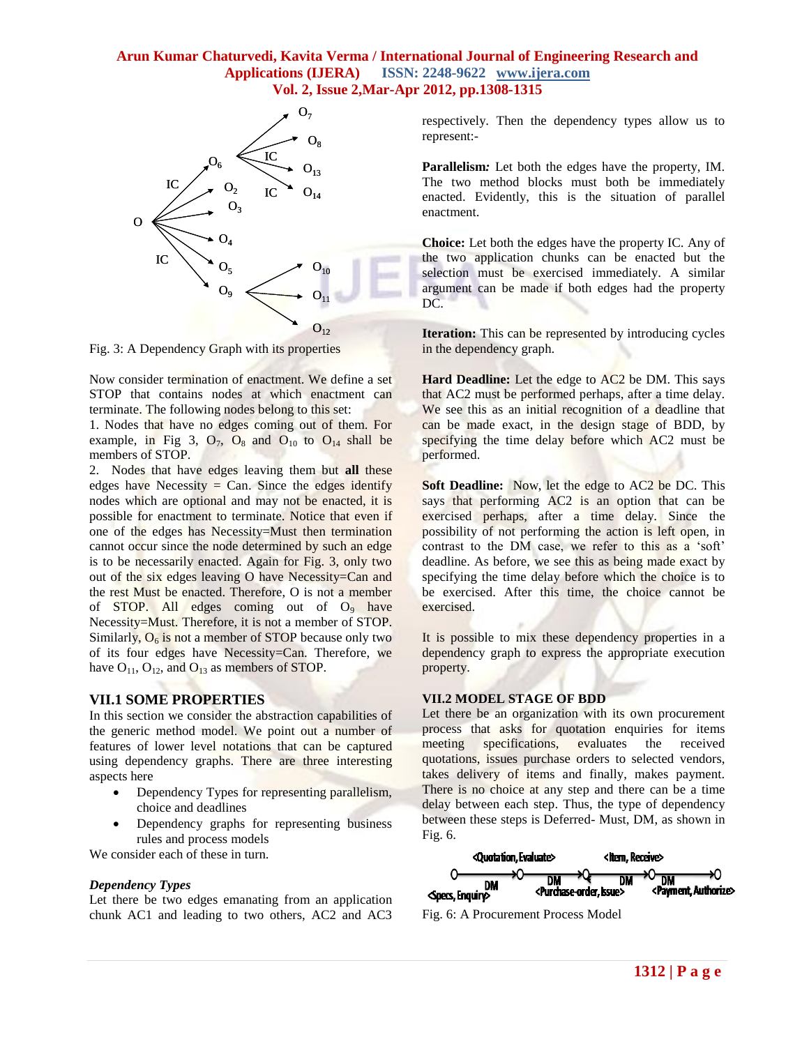Fig. 3: A Dependency Graph with its properties

Now consider termination of enactment. We define a set STOP that contains nodes at which enactment can terminate. The following nodes belong to this set:

1. Nodes that have no edges coming out of them. For example, in Fig 3, $O_7$, $O_8$ and $O_{10}$ to $O_{14}$ shall be members of STOP.
2. Nodes that have edges leaving them but **all** these edges have Necessity = Can. Since the edges identify nodes which are optional and may not be enacted, it is possible for enactment to terminate. Notice that even if one of the edges has Necessity=Must then termination cannot occur since the node determined by such an edge is to be necessarily enacted. Again for Fig. 3, only two out of the six edges leaving O have Necessity=Can and the rest Must be enacted. Therefore, O is not a member of STOP. All edges coming out of $O_9$ have Necessity=Must. Therefore, it is not a member of STOP. Similarly, $O_6$ is not a member of STOP because only two of its four edges have Necessity=Can. Therefore, we have $O_{11}$, $O_{12}$, and $O_{13}$ as members of STOP.

## VII.1 SOME PROPERTIES

In this section we consider the abstraction capabilities of the generic method model. We point out a number of features of lower level notations that can be captured using dependency graphs. There are three interesting aspects here

- Dependency Types for representing parallelism, choice and deadlines
- Dependency graphs for representing business rules and process models

We consider each of these in turn.

*Dependency Types*

Let there be two edges emanating from an application chunk AC1 and leading to two others, AC2 and AC3 respectively. Then the dependency types allow us to represent:-

**Parallelism***:* Let both the edges have the property, IM. The two method blocks must both be immediately enacted. Evidently, this is the situation of parallel enactment.

**Choice:** Let both the edges have the property IC. Any of the two application chunks can be enacted but the selection must be exercised immediately. A similar argument can be made if both edges had the property DC.

**Iteration:** This can be represented by introducing cycles in the dependency graph.

**Hard Deadline:** Let the edge to AC2 be DM. This says that AC2 must be performed perhaps, after a time delay. We see this as an initial recognition of a deadline that can be made exact, in the design stage of BDD, by specifying the time delay before which AC2 must be performed.

**Soft Deadline:** Now, let the edge to AC2 be DC. This says that performing AC2 is an option that can be exercised perhaps, after a time delay. Since the possibility of not performing the action is left open, in contrast to the DM case, we refer to this as a 'soft' deadline. As before, we see this as being made exact by specifying the time delay before which the choice is to be exercised. After this time, the choice cannot be exercised.

It is possible to mix these dependency properties in a dependency graph to express the appropriate execution property.

## VII.2 MODEL STAGE OF BDD

Let there be an organization with its own procurement process that asks for quotation enquiries for items meeting specifications, evaluates the received quotations, issues purchase orders to selected vendors, takes delivery of items and finally, makes payment. There is no choice at any step and there can be a time delay between each step. Thus, the type of dependency between these steps is Deferred- Must, DM, as shown in Fig. 6.

Fig. 6: A Procurement Process Model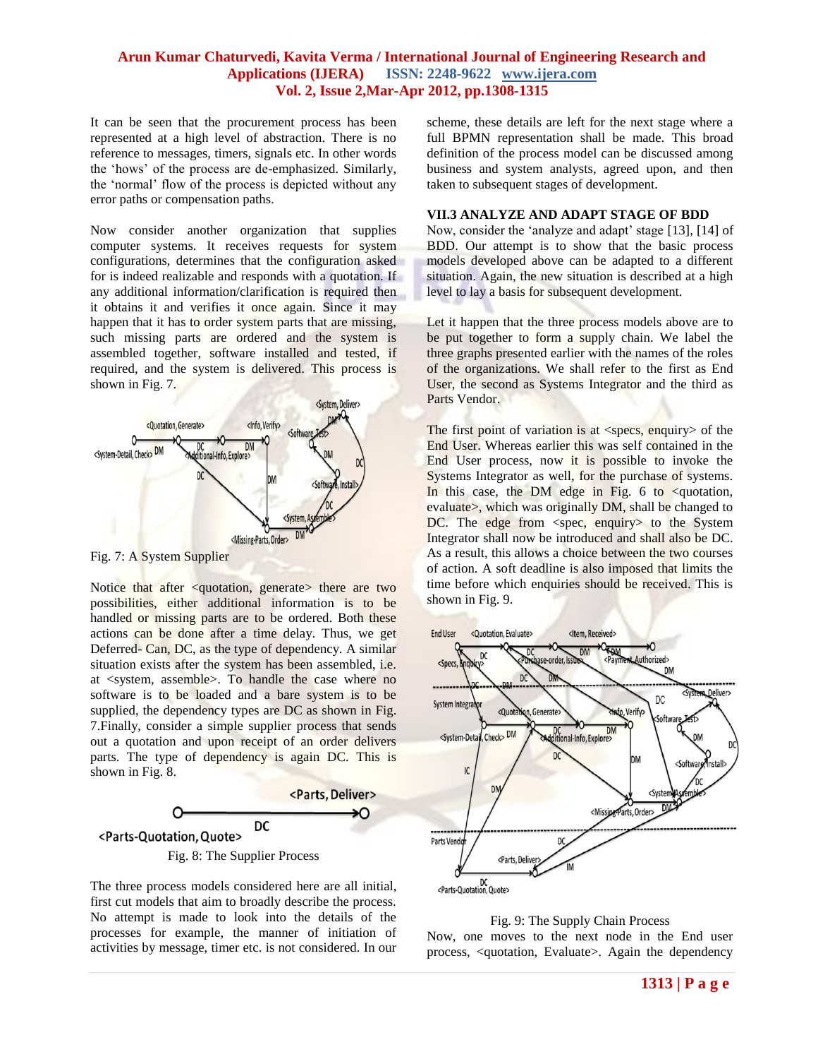It can be seen that the procurement process has been represented at a high level of abstraction. There is no reference to messages, timers, signals etc. In other words the 'hows' of the process are de-emphasized. Similarly, the 'normal' flow of the process is depicted without any error paths or compensation paths.

Now consider another organization that supplies computer systems. It receives requests for system configurations, determines that the configuration asked for is indeed realizable and responds with a quotation. If any additional information/clarification is required then it obtains it and verifies it once again. Since it may happen that it has to order system parts that are missing, such missing parts are ordered and the system is assembled together, software installed and tested, if required, and the system is delivered. This process is shown in Fig. 7.

Fig. 7: A System Supplier

Notice that after <quotation, generate> there are two possibilities, either additional information is to be handled or missing parts are to be ordered. Both these actions can be done after a time delay. Thus, we get Deferred- Can, DC, as the type of dependency. A similar situation exists after the system has been assembled, i.e. at <system, assemble>. To handle the case where no software is to be loaded and a bare system is to be supplied, the dependency types are DC as shown in Fig. 7.Finally, consider a simple supplier process that sends out a quotation and upon receipt of an order delivers parts. The type of dependency is again DC. This is shown in Fig. 8.

Fig. 8: The Supplier Process

The three process models considered here are all initial, first cut models that aim to broadly describe the process. No attempt is made to look into the details of the processes for example, the manner of initiation of activities by message, timer etc. is not considered. In our scheme, these details are left for the next stage where a full BPMN representation shall be made. This broad definition of the process model can be discussed among business and system analysts, agreed upon, and then taken to subsequent stages of development.

### VII.3 ANALYZE AND ADAPT STAGE OF BDD

Now, consider the 'analyze and adapt' stage [13], [14] of BDD. Our attempt is to show that the basic process models developed above can be adapted to a different situation. Again, the new situation is described at a high level to lay a basis for subsequent development.

Let it happen that the three process models above are to be put together to form a supply chain. We label the three graphs presented earlier with the names of the roles of the organizations. We shall refer to the first as End User, the second as Systems Integrator and the third as Parts Vendor.

The first point of variation is at <specs, enquiry> of the End User. Whereas earlier this was self contained in the End User process, now it is possible to invoke the Systems Integrator as well, for the purchase of systems. In this case, the DM edge in Fig. 6 to <quotation, evaluate>, which was originally DM, shall be changed to DC. The edge from <spec, enquiry> to the System Integrator shall now be introduced and shall also be DC. As a result, this allows a choice between the two courses of action. A soft deadline is also imposed that limits the time before which enquiries should be received. This is shown in Fig. 9.

Fig. 9: The Supply Chain Process

Now, one moves to the next node in the End user process, <quotation, Evaluate>. Again the dependency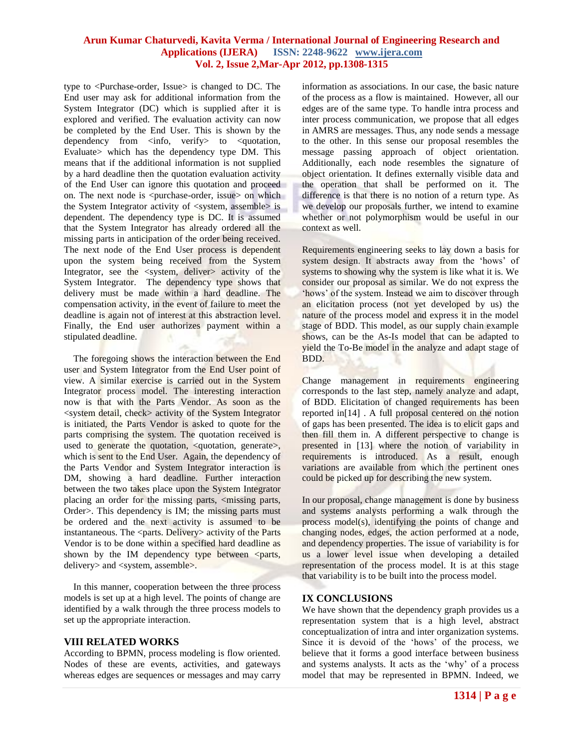type to <Purchase-order, Issue> is changed to DC. The End user may ask for additional information from the System Integrator (DC) which is supplied after it is explored and verified. The evaluation activity can now be completed by the End User. This is shown by the dependency from <info, verify> to <quotation, Evaluate> which has the dependency type DM. This means that if the additional information is not supplied by a hard deadline then the quotation evaluation activity of the End User can ignore this quotation and proceed on. The next node is <purchase-order, issue> on which the System Integrator activity of <system, assemble> is dependent. The dependency type is DC. It is assumed that the System Integrator has already ordered all the missing parts in anticipation of the order being received. The next node of the End User process is dependent upon the system being received from the System Integrator, see the <system, deliver> activity of the System Integrator. The dependency type shows that delivery must be made within a hard deadline. The compensation activity, in the event of failure to meet the deadline is again not of interest at this abstraction level. Finally, the End user authorizes payment within a stipulated deadline.

The foregoing shows the interaction between the End user and System Integrator from the End User point of view. A similar exercise is carried out in the System Integrator process model. The interesting interaction now is that with the Parts Vendor. As soon as the <system detail, check> activity of the System Integrator is initiated, the Parts Vendor is asked to quote for the parts comprising the system. The quotation received is used to generate the quotation, <quotation, generate>, which is sent to the End User. Again, the dependency of the Parts Vendor and System Integrator interaction is DM, showing a hard deadline. Further interaction between the two takes place upon the System Integrator placing an order for the missing parts, <missing parts, Order>. This dependency is IM; the missing parts must be ordered and the next activity is assumed to be instantaneous. The <parts. Delivery> activity of the Parts Vendor is to be done within a specified hard deadline as shown by the IM dependency type between <parts, delivery> and <system, assemble>.

In this manner, cooperation between the three process models is set up at a high level. The points of change are identified by a walk through the three process models to set up the appropriate interaction.

## VIII RELATED WORKS

According to BPMN, process modeling is flow oriented. Nodes of these are events, activities, and gateways whereas edges are sequences or messages and may carry information as associations. In our case, the basic nature of the process as a flow is maintained. However, all our edges are of the same type. To handle intra process and inter process communication, we propose that all edges in AMRS are messages. Thus, any node sends a message to the other. In this sense our proposal resembles the message passing approach of object orientation. Additionally, each node resembles the signature of object orientation. It defines externally visible data and the operation that shall be performed on it. The difference is that there is no notion of a return type. As we develop our proposals further, we intend to examine whether or not polymorphism would be useful in our context as well.

Requirements engineering seeks to lay down a basis for system design. It abstracts away from the 'hows' of systems to showing why the system is like what it is. We consider our proposal as similar. We do not express the 'hows' of the system. Instead we aim to discover through an elicitation process (not yet developed by us) the nature of the process model and express it in the model stage of BDD. This model, as our supply chain example shows, can be the As-Is model that can be adapted to yield the To-Be model in the analyze and adapt stage of BDD.

Change management in requirements engineering corresponds to the last step, namely analyze and adapt, of BDD. Elicitation of changed requirements has been reported in[14] . A full proposal centered on the notion of gaps has been presented. The idea is to elicit gaps and then fill them in. A different perspective to change is presented in [13] where the notion of variability in requirements is introduced. As a result, enough variations are available from which the pertinent ones could be picked up for describing the new system.

In our proposal, change management is done by business and systems analysts performing a walk through the process model(s), identifying the points of change and changing nodes, edges, the action performed at a node, and dependency properties. The issue of variability is for us a lower level issue when developing a detailed representation of the process model. It is at this stage that variability is to be built into the process model.

## IX CONCLUSIONS

We have shown that the dependency graph provides us a representation system that is a high level, abstract conceptualization of intra and inter organization systems. Since it is devoid of the 'hows' of the process, we believe that it forms a good interface between business and systems analysts. It acts as the 'why' of a process model that may be represented in BPMN. Indeed, we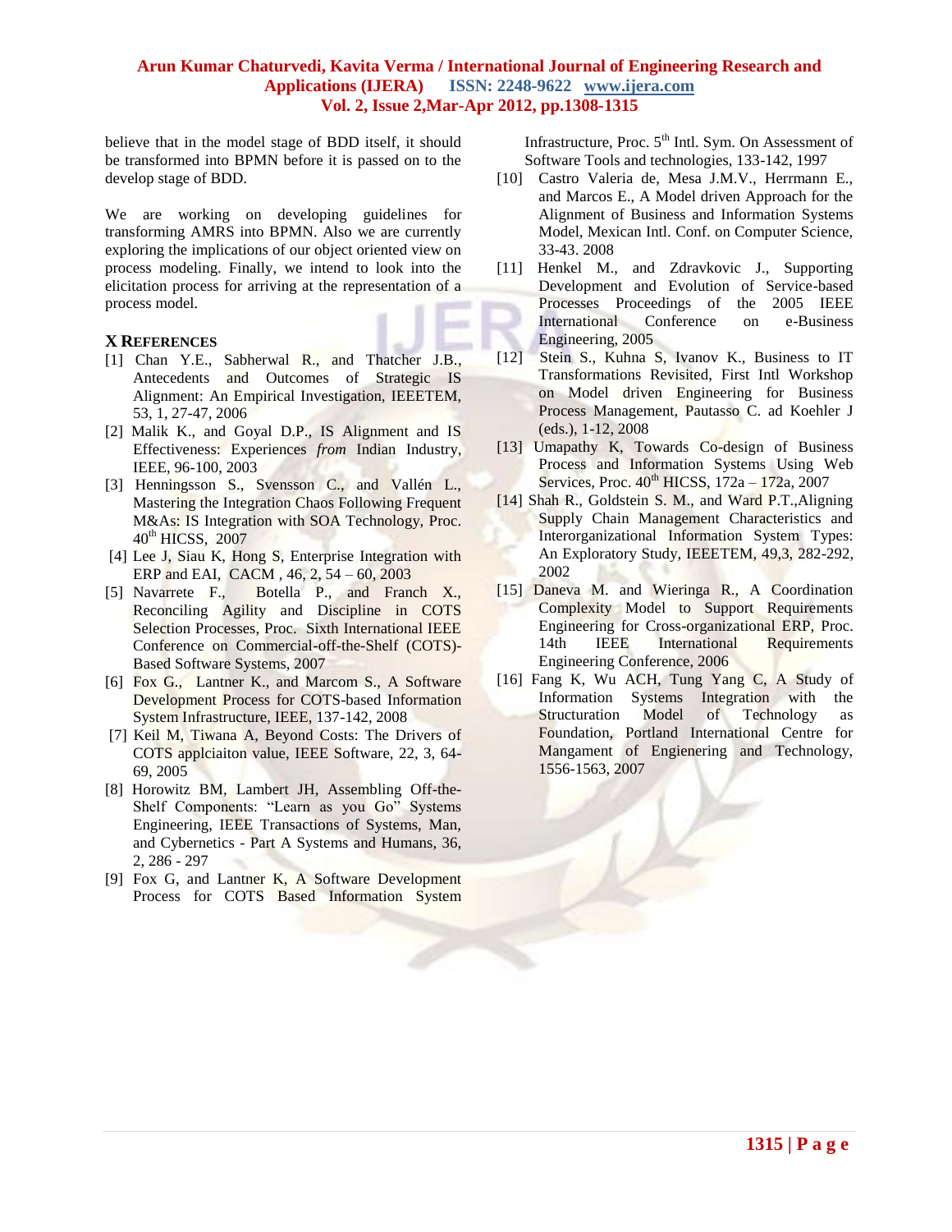believe that in the model stage of BDD itself, it should be transformed into BPMN before it is passed on to the develop stage of BDD.

We are working on developing guidelines for transforming AMRS into BPMN. Also we are currently exploring the implications of our object oriented view on process modeling. Finally, we intend to look into the elicitation process for arriving at the representation of a process model.

## X REFERENCES

[1] Chan Y.E., Sabherwal R., and Thatcher J.B., Antecedents and Outcomes of Strategic IS Alignment: An Empirical Investigation, IEEETEM, 53, 1, 27-47, 2006

[2] Malik K., and Goyal D.P., IS Alignment and IS Effectiveness: Experiences *from* Indian Industry, IEEE, 96-100, 2003

[3] Henningsson S., Svensson C., and Vallén L., Mastering the Integration Chaos Following Frequent M&As: IS Integration with SOA Technology, Proc. 40th HICSS, 2007

[4] Lee J, Siau K, Hong S, Enterprise Integration with ERP and EAI, CACM , 46, 2, 54 – 60, 2003

[5] Navarrete F., Botella P., and Franch X., Reconciling Agility and Discipline in COTS Selection Processes, Proc. Sixth International IEEE Conference on Commercial-off-the-Shelf (COTS)-Based Software Systems, 2007

[6] Fox G., Lantner K., and Marcom S., A Software Development Process for COTS-based Information System Infrastructure, IEEE, 137-142, 2008

[7] Keil M, Tiwana A, Beyond Costs: The Drivers of COTS applciaiton value, IEEE Software, 22, 3, 64-69, 2005

[8] Horowitz BM, Lambert JH, Assembling Off-the-Shelf Components: "Learn as you Go" Systems Engineering, IEEE Transactions of Systems, Man, and Cybernetics - Part A Systems and Humans, 36, 2, 286 - 297

[9] Fox G, and Lantner K, A Software Development Process for COTS Based Information System Infrastructure, Proc. 5th Intl. Sym. On Assessment of Software Tools and technologies, 133-142, 1997

[10] Castro Valeria de, Mesa J.M.V., Herrmann E., and Marcos E., A Model driven Approach for the Alignment of Business and Information Systems Model, Mexican Intl. Conf. on Computer Science, 33-43. 2008

[11] Henkel M., and Zdravkovic J., Supporting Development and Evolution of Service-based Processes Proceedings of the 2005 IEEE International Conference on e-Business Engineering, 2005

[12] Stein S., Kuhna S, Ivanov K., Business to IT Transformations Revisited, First Intl Workshop on Model driven Engineering for Business Process Management, Pautasso C. ad Koehler J (eds.), 1-12, 2008

[13] Umapathy K, Towards Co-design of Business Process and Information Systems Using Web Services, Proc. 40th HICSS, 172a – 172a, 2007

[14] Shah R., Goldstein S. M., and Ward P.T.,Aligning Supply Chain Management Characteristics and Interorganizational Information System Types: An Exploratory Study, IEEETEM, 49,3, 282-292, 2002

[15] Daneva M. and Wieringa R., A Coordination Complexity Model to Support Requirements Engineering for Cross-organizational ERP, Proc. 14th IEEE International Requirements Engineering Conference, 2006

[16] Fang K, Wu ACH, Tung Yang C, A Study of Information Systems Integration with the Structuration Model of Technology as Foundation, Portland International Centre for Mangament of Engienering and Technology, 1556-1563, 2007